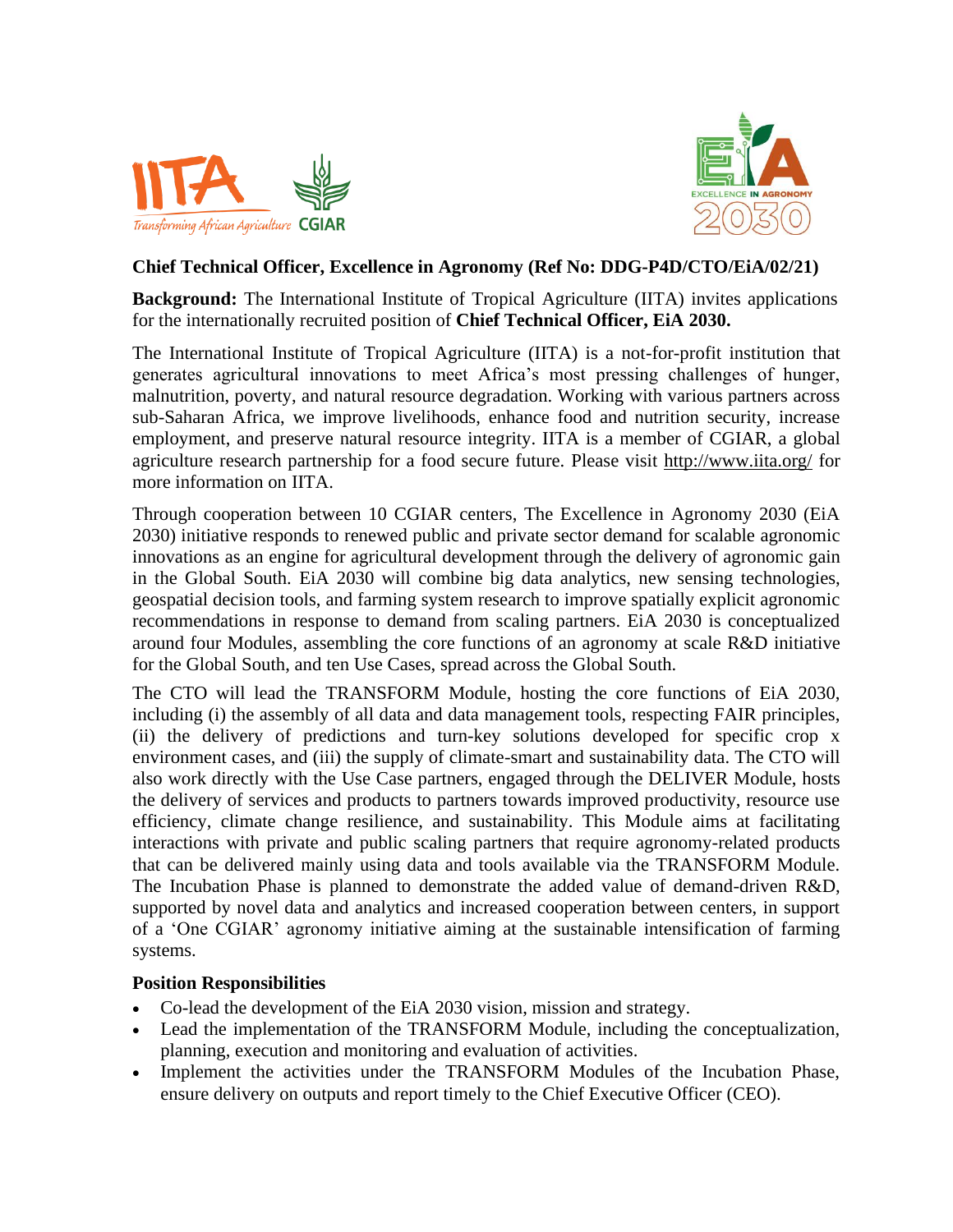## Chief Technical Officer, Excellence in Agronomy (Ref No: DDG-P4D/CTO/EiA/02/21)

**Background:** The International Institute of Tropical Agriculture (IITA) invites applications for the internationally recruited position of **Chief Technical Officer, EiA 2030.**

The International Institute of Tropical Agriculture (IITA) is a not-for-profit institution that generates agricultural innovations to meet Africa's most pressing challenges of hunger, malnutrition, poverty, and natural resource degradation. Working with various partners across sub-Saharan Africa, we improve livelihoods, enhance food and nutrition security, increase employment, and preserve natural resource integrity. IITA is a member of CGIAR, a global agriculture research partnership for a food secure future. Please visit http://www.iita.org/ for more information on IITA.

Through cooperation between 10 CGIAR centers, The Excellence in Agronomy 2030 (EiA 2030) initiative responds to renewed public and private sector demand for scalable agronomic innovations as an engine for agricultural development through the delivery of agronomic gain in the Global South. EiA 2030 will combine big data analytics, new sensing technologies, geospatial decision tools, and farming system research to improve spatially explicit agronomic recommendations in response to demand from scaling partners. EiA 2030 is conceptualized around four Modules, assembling the core functions of an agronomy at scale R&D initiative for the Global South, and ten Use Cases, spread across the Global South.

The CTO will lead the TRANSFORM Module, hosting the core functions of EiA 2030, including (i) the assembly of all data and data management tools, respecting FAIR principles, (ii) the delivery of predictions and turn-key solutions developed for specific crop x environment cases, and (iii) the supply of climate-smart and sustainability data. The CTO will also work directly with the Use Case partners, engaged through the DELIVER Module, hosts the delivery of services and products to partners towards improved productivity, resource use efficiency, climate change resilience, and sustainability. This Module aims at facilitating interactions with private and public scaling partners that require agronomy-related products that can be delivered mainly using data and tools available via the TRANSFORM Module. The Incubation Phase is planned to demonstrate the added value of demand-driven R&D, supported by novel data and analytics and increased cooperation between centers, in support of a 'One CGIAR' agronomy initiative aiming at the sustainable intensification of farming systems.

### Position Responsibilities

- Co-lead the development of the EiA 2030 vision, mission and strategy.
- Lead the implementation of the TRANSFORM Module, including the conceptualization, planning, execution and monitoring and evaluation of activities.
- Implement the activities under the TRANSFORM Modules of the Incubation Phase, ensure delivery on outputs and report timely to the Chief Executive Officer (CEO).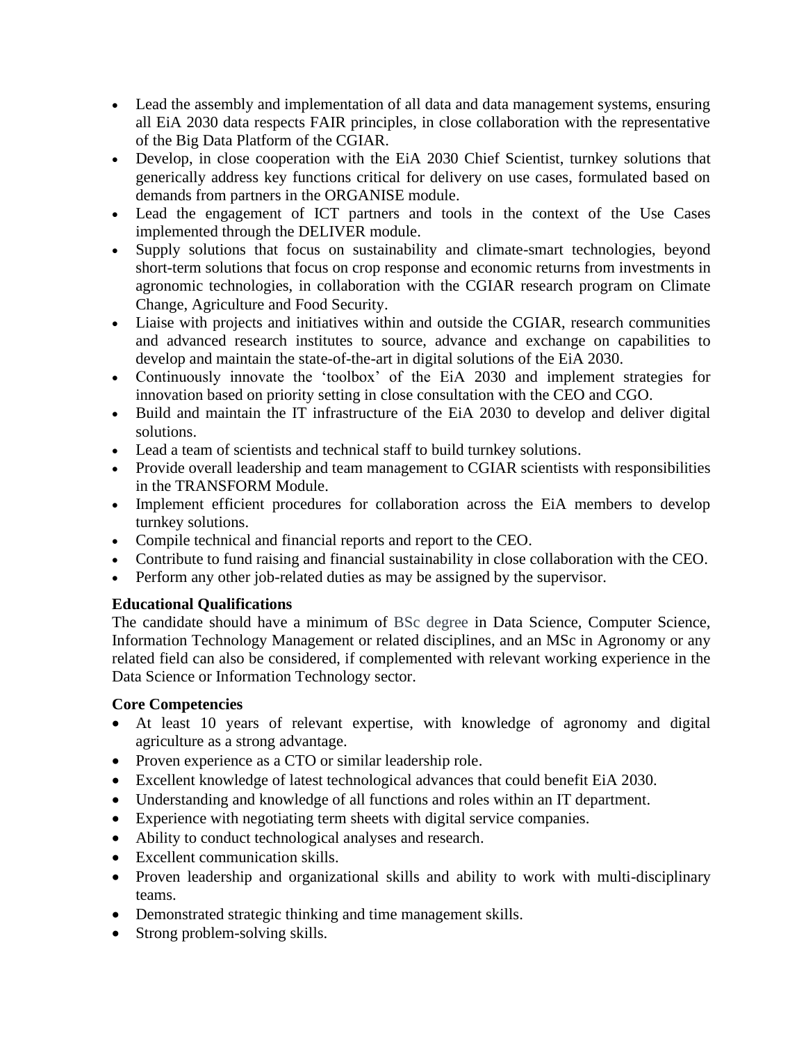- Lead the assembly and implementation of all data and data management systems, ensuring all EiA 2030 data respects FAIR principles, in close collaboration with the representative of the Big Data Platform of the CGIAR.
- Develop, in close cooperation with the EiA 2030 Chief Scientist, turnkey solutions that generically address key functions critical for delivery on use cases, formulated based on demands from partners in the ORGANISE module.
- Lead the engagement of ICT partners and tools in the context of the Use Cases implemented through the DELIVER module.
- Supply solutions that focus on sustainability and climate-smart technologies, beyond short-term solutions that focus on crop response and economic returns from investments in agronomic technologies, in collaboration with the CGIAR research program on Climate Change, Agriculture and Food Security.
- Liaise with projects and initiatives within and outside the CGIAR, research communities and advanced research institutes to source, advance and exchange on capabilities to develop and maintain the state-of-the-art in digital solutions of the EiA 2030.
- Continuously innovate the 'toolbox' of the EiA 2030 and implement strategies for innovation based on priority setting in close consultation with the CEO and CGO.
- Build and maintain the IT infrastructure of the EiA 2030 to develop and deliver digital solutions.
- Lead a team of scientists and technical staff to build turnkey solutions.
- Provide overall leadership and team management to CGIAR scientists with responsibilities in the TRANSFORM Module.
- Implement efficient procedures for collaboration across the EiA members to develop turnkey solutions.
- Compile technical and financial reports and report to the CEO.
- Contribute to fund raising and financial sustainability in close collaboration with the CEO.
- Perform any other job-related duties as may be assigned by the supervisor.

**Educational Qualifications**

The candidate should have a minimum of BSc degree in Data Science, Computer Science, Information Technology Management or related disciplines, and an MSc in Agronomy or any related field can also be considered, if complemented with relevant working experience in the Data Science or Information Technology sector.

**Core Competencies**

- At least 10 years of relevant expertise, with knowledge of agronomy and digital agriculture as a strong advantage.
- Proven experience as a CTO or similar leadership role.
- Excellent knowledge of latest technological advances that could benefit EiA 2030.
- Understanding and knowledge of all functions and roles within an IT department.
- Experience with negotiating term sheets with digital service companies.
- Ability to conduct technological analyses and research.
- Excellent communication skills.
- Proven leadership and organizational skills and ability to work with multi-disciplinary teams.
- Demonstrated strategic thinking and time management skills.
- Strong problem-solving skills.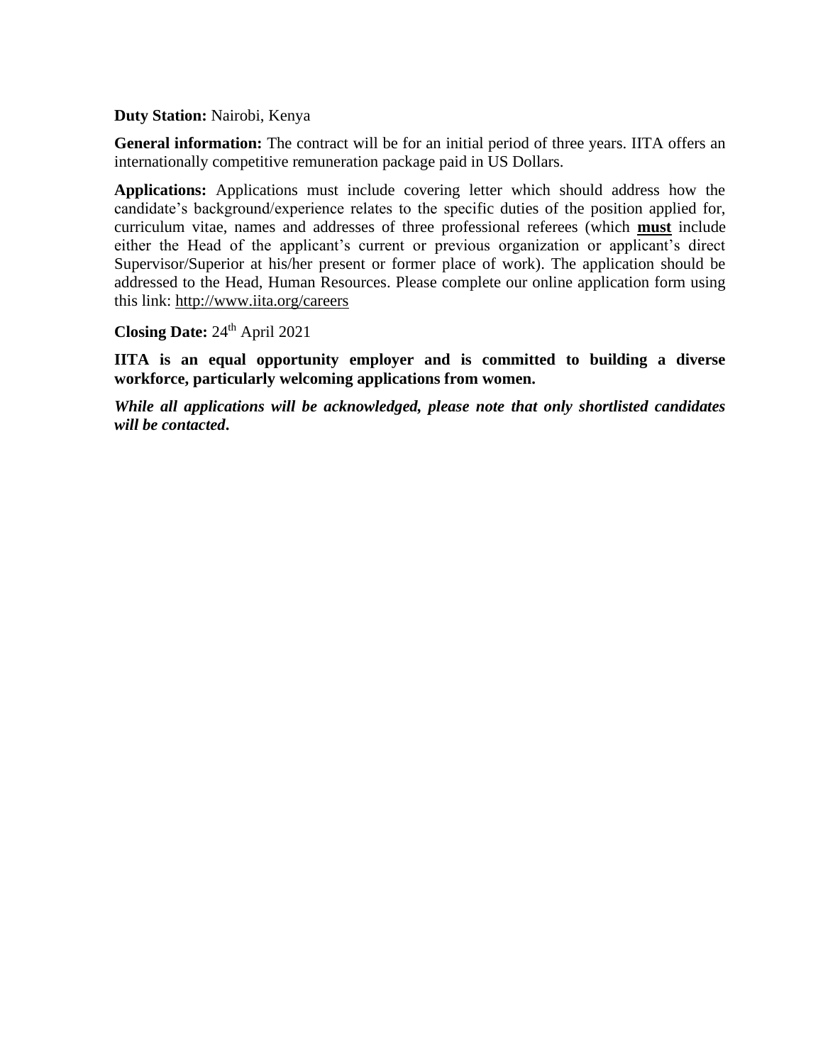**Duty Station:** Nairobi, Kenya

**General information:** The contract will be for an initial period of three years. IITA offers an internationally competitive remuneration package paid in US Dollars.

**Applications:** Applications must include covering letter which should address how the candidate's background/experience relates to the specific duties of the position applied for, curriculum vitae, names and addresses of three professional referees (which **must** include either the Head of the applicant's current or previous organization or applicant's direct Supervisor/Superior at his/her present or former place of work). The application should be addressed to the Head, Human Resources. Please complete our online application form using this link: http://www.iita.org/careers

**Closing Date:** 24th April 2021

**IITA is an equal opportunity employer and is committed to building a diverse workforce, particularly welcoming applications from women.**

***While all applications will be acknowledged, please note that only shortlisted candidates will be contacted.***